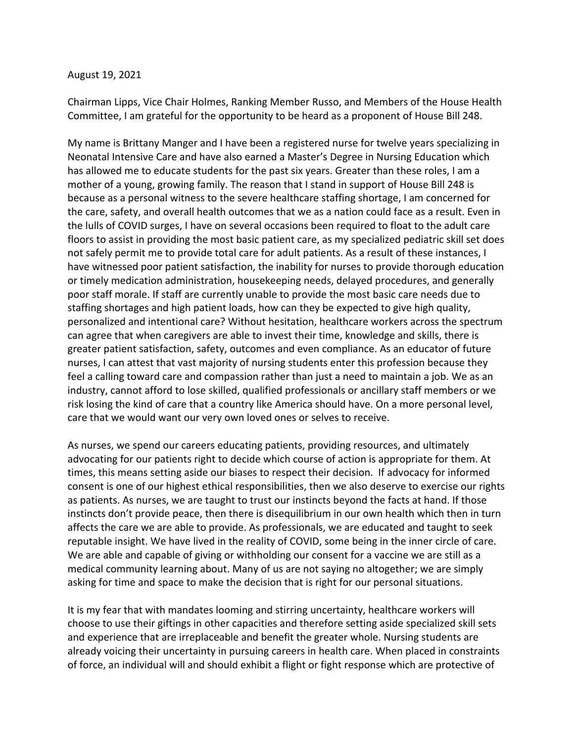August 19, 2021

Chairman Lipps, Vice Chair Holmes, Ranking Member Russo, and Members of the House Health Committee, I am grateful for the opportunity to be heard as a proponent of House Bill 248.

My name is Brittany Manger and I have been a registered nurse for twelve years specializing in Neonatal Intensive Care and have also earned a Master's Degree in Nursing Education which has allowed me to educate students for the past six years. Greater than these roles, I am a mother of a young, growing family. The reason that I stand in support of House Bill 248 is because as a personal witness to the severe healthcare staffing shortage, I am concerned for the care, safety, and overall health outcomes that we as a nation could face as a result. Even in the lulls of COVID surges, I have on several occasions been required to float to the adult care floors to assist in providing the most basic patient care, as my specialized pediatric skill set does not safely permit me to provide total care for adult patients. As a result of these instances, I have witnessed poor patient satisfaction, the inability for nurses to provide thorough education or timely medication administration, housekeeping needs, delayed procedures, and generally poor staff morale. If staff are currently unable to provide the most basic care needs due to staffing shortages and high patient loads, how can they be expected to give high quality, personalized and intentional care? Without hesitation, healthcare workers across the spectrum can agree that when caregivers are able to invest their time, knowledge and skills, there is greater patient satisfaction, safety, outcomes and even compliance. As an educator of future nurses, I can attest that vast majority of nursing students enter this profession because they feel a calling toward care and compassion rather than just a need to maintain a job. We as an industry, cannot afford to lose skilled, qualified professionals or ancillary staff members or we risk losing the kind of care that a country like America should have. On a more personal level, care that we would want our very own loved ones or selves to receive.

As nurses, we spend our careers educating patients, providing resources, and ultimately advocating for our patients right to decide which course of action is appropriate for them. At times, this means setting aside our biases to respect their decision. If advocacy for informed consent is one of our highest ethical responsibilities, then we also deserve to exercise our rights as patients. As nurses, we are taught to trust our instincts beyond the facts at hand. If those instincts don't provide peace, then there is disequilibrium in our own health which then in turn affects the care we are able to provide. As professionals, we are educated and taught to seek reputable insight. We have lived in the reality of COVID, some being in the inner circle of care. We are able and capable of giving or withholding our consent for a vaccine we are still as a medical community learning about. Many of us are not saying no altogether; we are simply asking for time and space to make the decision that is right for our personal situations.

It is my fear that with mandates looming and stirring uncertainty, healthcare workers will choose to use their giftings in other capacities and therefore setting aside specialized skill sets and experience that are irreplaceable and benefit the greater whole. Nursing students are already voicing their uncertainty in pursuing careers in health care. When placed in constraints of force, an individual will and should exhibit a flight or fight response which are protective of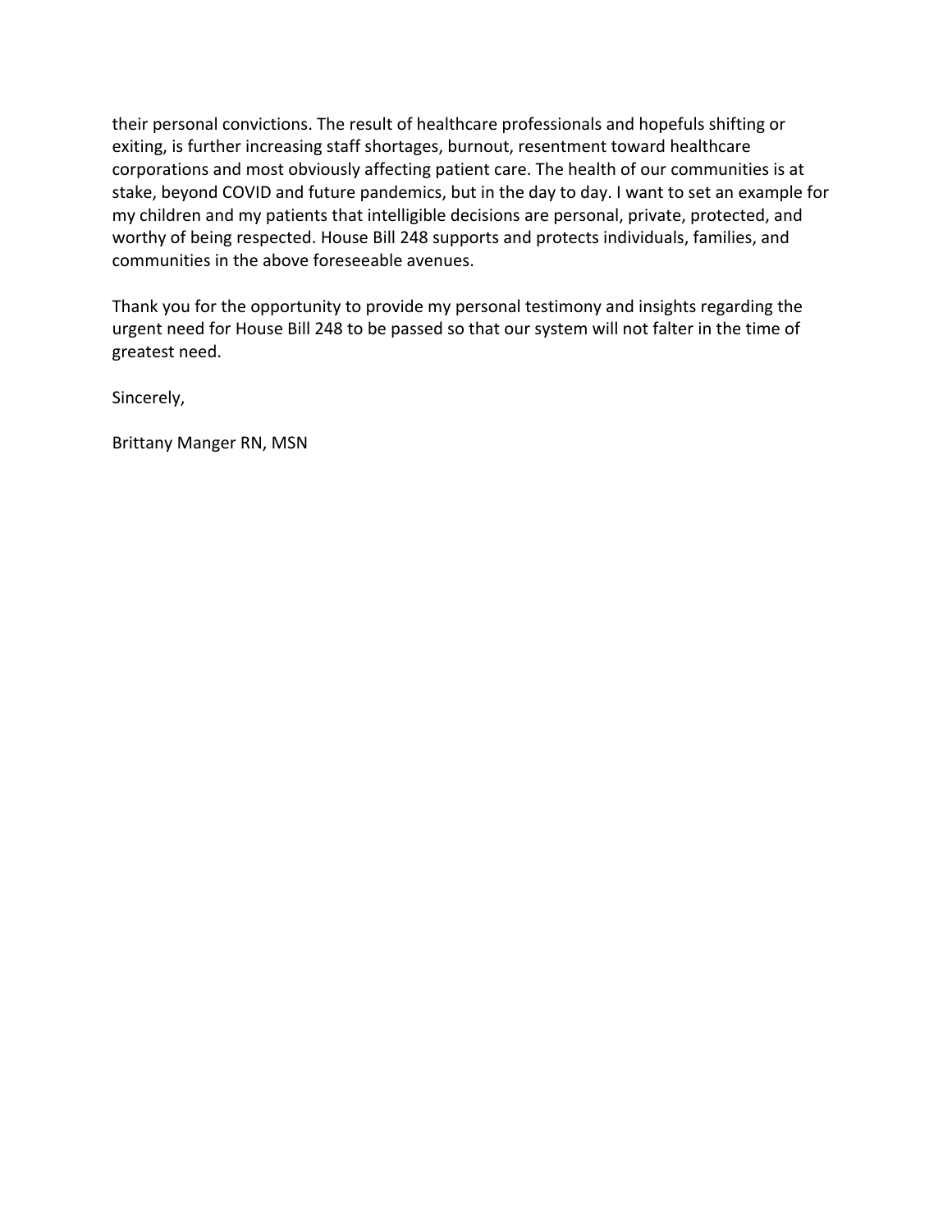their personal convictions. The result of healthcare professionals and hopefuls shifting or exiting, is further increasing staff shortages, burnout, resentment toward healthcare corporations and most obviously affecting patient care. The health of our communities is at stake, beyond COVID and future pandemics, but in the day to day. I want to set an example for my children and my patients that intelligible decisions are personal, private, protected, and worthy of being respected. House Bill 248 supports and protects individuals, families, and communities in the above foreseeable avenues.

Thank you for the opportunity to provide my personal testimony and insights regarding the urgent need for House Bill 248 to be passed so that our system will not falter in the time of greatest need.

Sincerely,

Brittany Manger RN, MSN